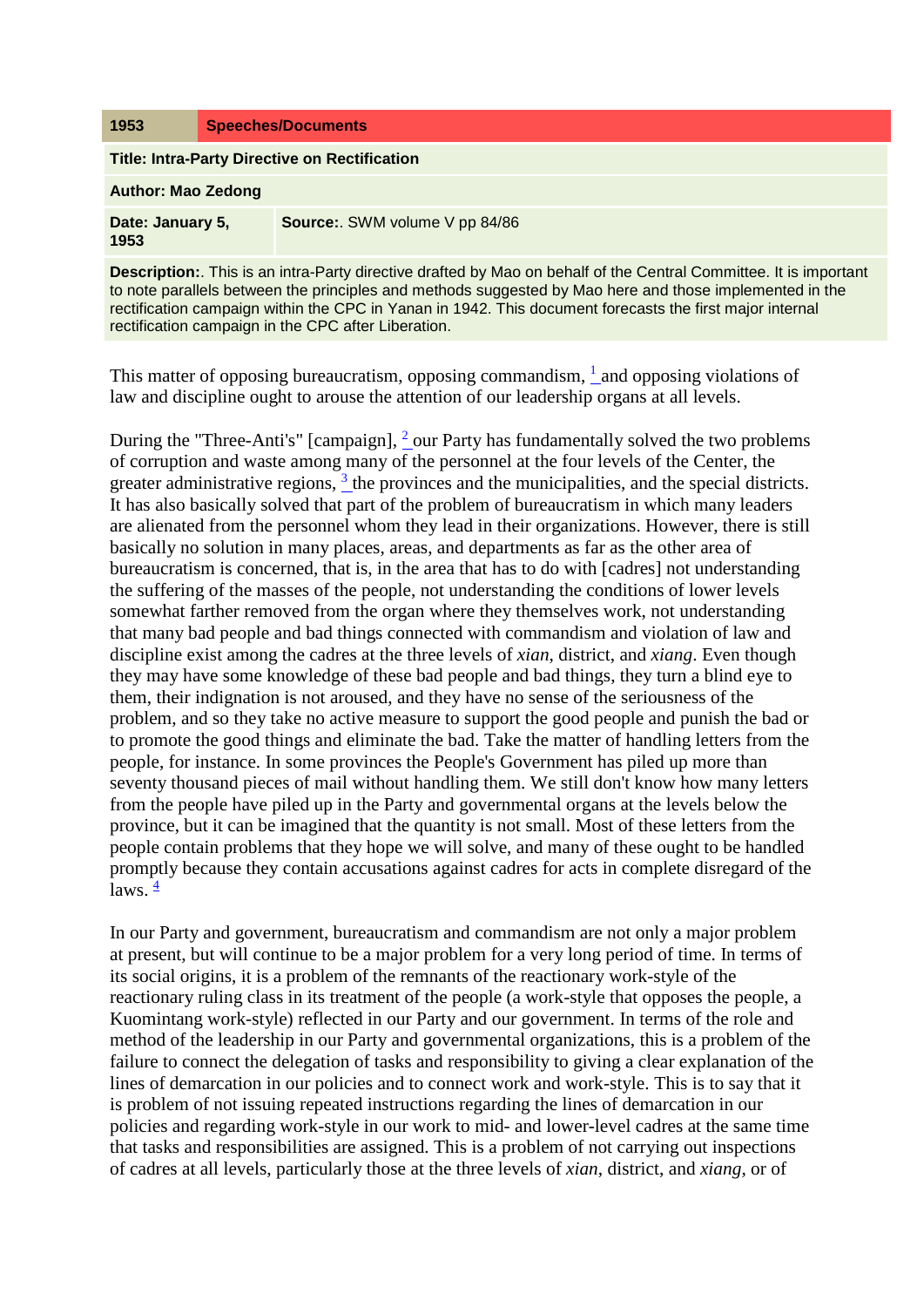| 1953 | Speeches/Documents |
| --- | --- |
| **Title: Intra-Party Directive on Rectification** | |
| **Author: Mao Zedong** | |
| **Date: January 5, 1953** | **Source:**. SWM volume V pp 84/86 |
| **Description:**. This is an intra-Party directive drafted by Mao on behalf of the Central Committee. It is important to note parallels between the principles and methods suggested by Mao here and those implemented in the rectification campaign within the CPC in Yanan in 1942. This document forecasts the first major internal rectification campaign in the CPC after Liberation. | |

This matter of opposing bureaucratism, opposing commandism, [1] and opposing violations of law and discipline ought to arouse the attention of our leadership organs at all levels.

During the "Three-Anti's" [campaign], [2] our Party has fundamentally solved the two problems of corruption and waste among many of the personnel at the four levels of the Center, the greater administrative regions, [3] the provinces and the municipalities, and the special districts. It has also basically solved that part of the problem of bureaucratism in which many leaders are alienated from the personnel whom they lead in their organizations. However, there is still basically no solution in many places, areas, and departments as far as the other area of bureaucratism is concerned, that is, in the area that has to do with [cadres] not understanding the suffering of the masses of the people, not understanding the conditions of lower levels somewhat farther removed from the organ where they themselves work, not understanding that many bad people and bad things connected with commandism and violation of law and discipline exist among the cadres at the three levels of *xian*, district, and *xiang*. Even though they may have some knowledge of these bad people and bad things, they turn a blind eye to them, their indignation is not aroused, and they have no sense of the seriousness of the problem, and so they take no active measure to support the good people and punish the bad or to promote the good things and eliminate the bad. Take the matter of handling letters from the people, for instance. In some provinces the People's Government has piled up more than seventy thousand pieces of mail without handling them. We still don't know how many letters from the people have piled up in the Party and governmental organs at the levels below the province, but it can be imagined that the quantity is not small. Most of these letters from the people contain problems that they hope we will solve, and many of these ought to be handled promptly because they contain accusations against cadres for acts in complete disregard of the laws. [4]

In our Party and government, bureaucratism and commandism are not only a major problem at present, but will continue to be a major problem for a very long period of time. In terms of its social origins, it is a problem of the remnants of the reactionary work-style of the reactionary ruling class in its treatment of the people (a work-style that opposes the people, a Kuomintang work-style) reflected in our Party and our government. In terms of the role and method of the leadership in our Party and governmental organizations, this is a problem of the failure to connect the delegation of tasks and responsibility to giving a clear explanation of the lines of demarcation in our policies and to connect work and work-style. This is to say that it is problem of not issuing repeated instructions regarding the lines of demarcation in our policies and regarding work-style in our work to mid- and lower-level cadres at the same time that tasks and responsibilities are assigned. This is a problem of not carrying out inspections of cadres at all levels, particularly those at the three levels of *xian*, district, and *xiang*, or of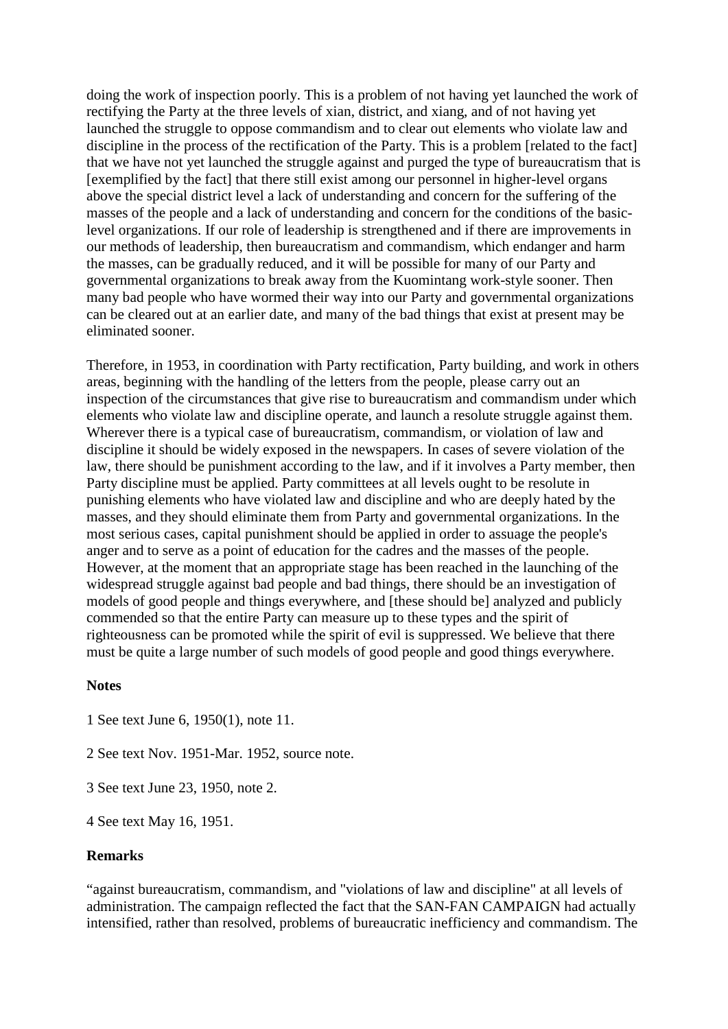doing the work of inspection poorly. This is a problem of not having yet launched the work of rectifying the Party at the three levels of xian, district, and xiang, and of not having yet launched the struggle to oppose commandism and to clear out elements who violate law and discipline in the process of the rectification of the Party. This is a problem [related to the fact] that we have not yet launched the struggle against and purged the type of bureaucratism that is [exemplified by the fact] that there still exist among our personnel in higher-level organs above the special district level a lack of understanding and concern for the suffering of the masses of the people and a lack of understanding and concern for the conditions of the basic-level organizations. If our role of leadership is strengthened and if there are improvements in our methods of leadership, then bureaucratism and commandism, which endanger and harm the masses, can be gradually reduced, and it will be possible for many of our Party and governmental organizations to break away from the Kuomintang work-style sooner. Then many bad people who have wormed their way into our Party and governmental organizations can be cleared out at an earlier date, and many of the bad things that exist at present may be eliminated sooner.

Therefore, in 1953, in coordination with Party rectification, Party building, and work in others areas, beginning with the handling of the letters from the people, please carry out an inspection of the circumstances that give rise to bureaucratism and commandism under which elements who violate law and discipline operate, and launch a resolute struggle against them. Wherever there is a typical case of bureaucratism, commandism, or violation of law and discipline it should be widely exposed in the newspapers. In cases of severe violation of the law, there should be punishment according to the law, and if it involves a Party member, then Party discipline must be applied. Party committees at all levels ought to be resolute in punishing elements who have violated law and discipline and who are deeply hated by the masses, and they should eliminate them from Party and governmental organizations. In the most serious cases, capital punishment should be applied in order to assuage the people's anger and to serve as a point of education for the cadres and the masses of the people. However, at the moment that an appropriate stage has been reached in the launching of the widespread struggle against bad people and bad things, there should be an investigation of models of good people and things everywhere, and [these should be] analyzed and publicly commended so that the entire Party can measure up to these types and the spirit of righteousness can be promoted while the spirit of evil is suppressed. We believe that there must be quite a large number of such models of good people and good things everywhere.

**Notes**

1 See text June 6, 1950(1), note 11.

2 See text Nov. 1951-Mar. 1952, source note.

3 See text June 23, 1950, note 2.

4 See text May 16, 1951.

**Remarks**

“against bureaucratism, commandism, and "violations of law and discipline" at all levels of administration. The campaign reflected the fact that the SAN-FAN CAMPAIGN had actually intensified, rather than resolved, problems of bureaucratic inefficiency and commandism. The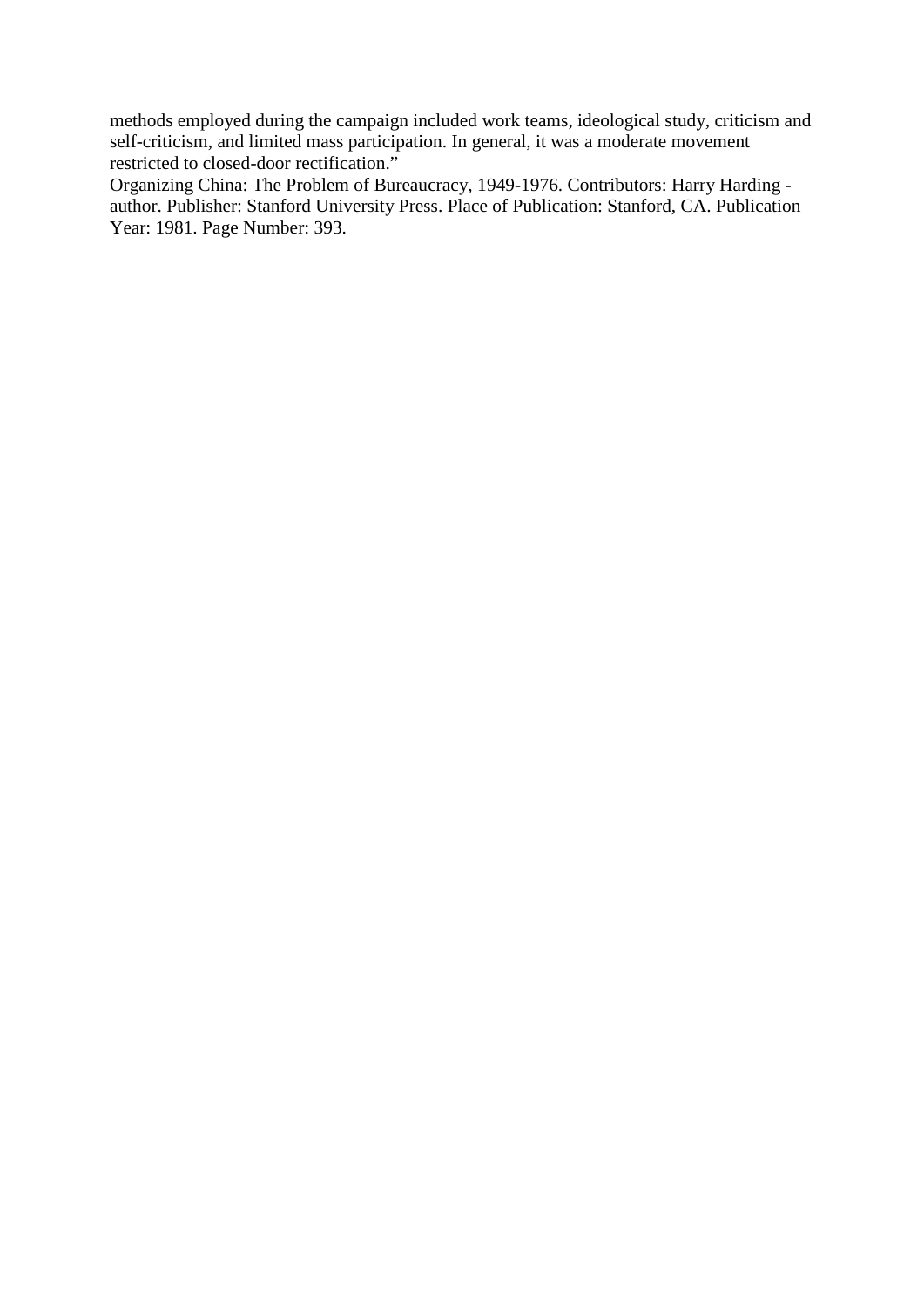methods employed during the campaign included work teams, ideological study, criticism and self-criticism, and limited mass participation. In general, it was a moderate movement restricted to closed-door rectification."

Organizing China: The Problem of Bureaucracy, 1949-1976. Contributors: Harry Harding - author. Publisher: Stanford University Press. Place of Publication: Stanford, CA. Publication Year: 1981. Page Number: 393.